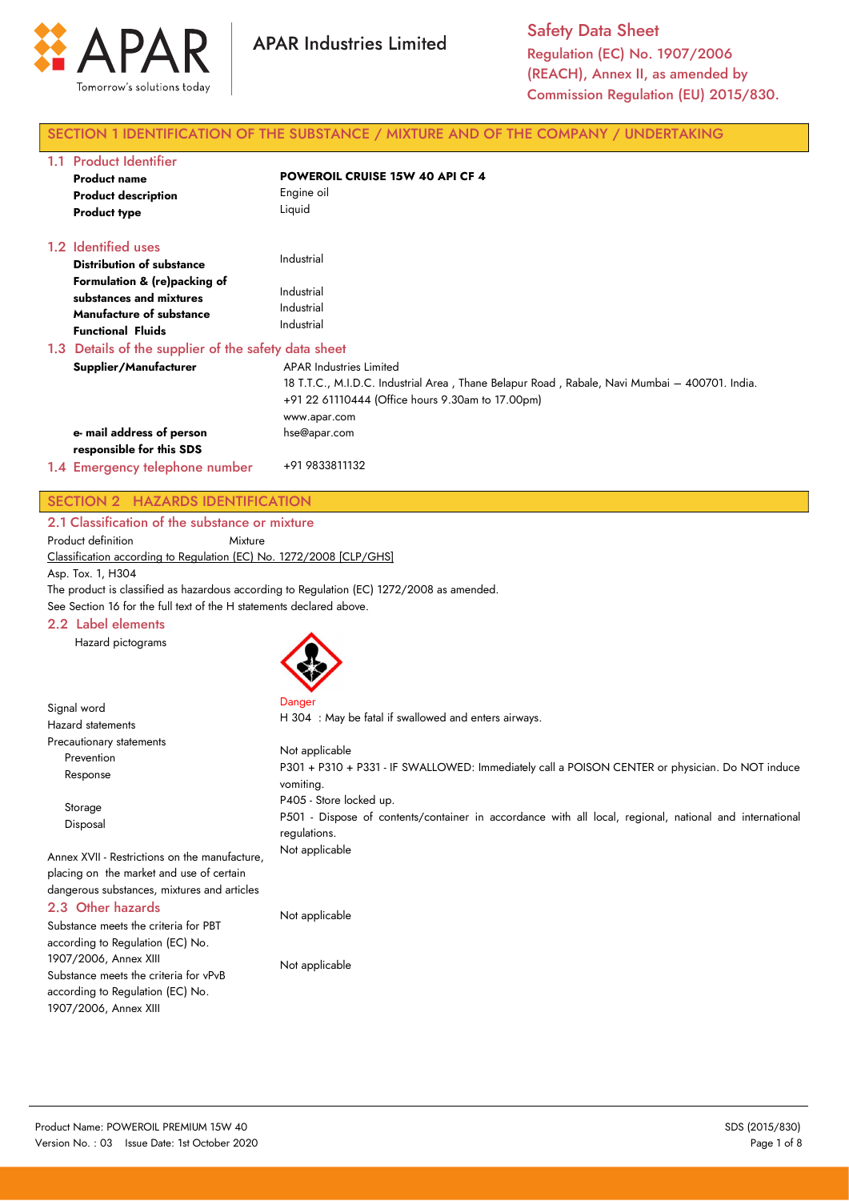APAR Industries Limited

**Safety Data Sheet**
Regulation (EC) No. 1907/2006 (REACH), Annex II, as amended by Commission Regulation (EU) 2015/830.

## SECTION 1 IDENTIFICATION OF THE SUBSTANCE / MIXTURE AND OF THE COMPANY / UNDERTAKING

### 1.1 Product Identifier

| | |
|---|---|
| **Product name** | **POWEROIL CRUISE 15W 40 API CF 4** |
| **Product description** | Engine oil |
| **Product type** | Liquid |

### 1.2 Identified uses

| | |
|---|---|
| **Distribution of substance** | Industrial |
| **Formulation & (re)packing of substances and mixtures** | Industrial |
| **Manufacture of substance** | Industrial |
| **Functional Fluids** | Industrial |

### 1.3 Details of the supplier of the safety data sheet

**Supplier/Manufacturer**
APAR Industries Limited
18 T.T.C., M.I.D.C. Industrial Area , Thane Belapur Road , Rabale, Navi Mumbai – 400701. India.
+91 22 61110444 (Office hours 9.30am to 17.00pm)
www.apar.com

**e- mail address of person responsible for this SDS**
hse@apar.com

### 1.4 Emergency telephone number

+91 9833811132

## SECTION 2 HAZARDS IDENTIFICATION

### 2.1 Classification of the substance or mixture

Product definition Mixture

Classification according to Regulation (EC) No. 1272/2008 [CLP/GHS]

Asp. Tox. 1, H304

The product is classified as hazardous according to Regulation (EC) 1272/2008 as amended.

See Section 16 for the full text of the H statements declared above.

### 2.2 Label elements

Hazard pictograms

Signal word: Danger

Hazard statements: H 304 : May be fatal if swallowed and enters airways.

Precautionary statements

- Prevention: Not applicable
- Response: P301 + P310 + P331 - IF SWALLOWED: Immediately call a POISON CENTER or physician. Do NOT induce vomiting.
- Storage: P405 - Store locked up.
- Disposal: P501 - Dispose of contents/container in accordance with all local, regional, national and international regulations.

Annex XVII - Restrictions on the manufacture, placing on the market and use of certain dangerous substances, mixtures and articles: Not applicable

### 2.3 Other hazards

Substance meets the criteria for PBT according to Regulation (EC) No. 1907/2006, Annex XIII: Not applicable

Substance meets the criteria for vPvB according to Regulation (EC) No. 1907/2006, Annex XIII: Not applicable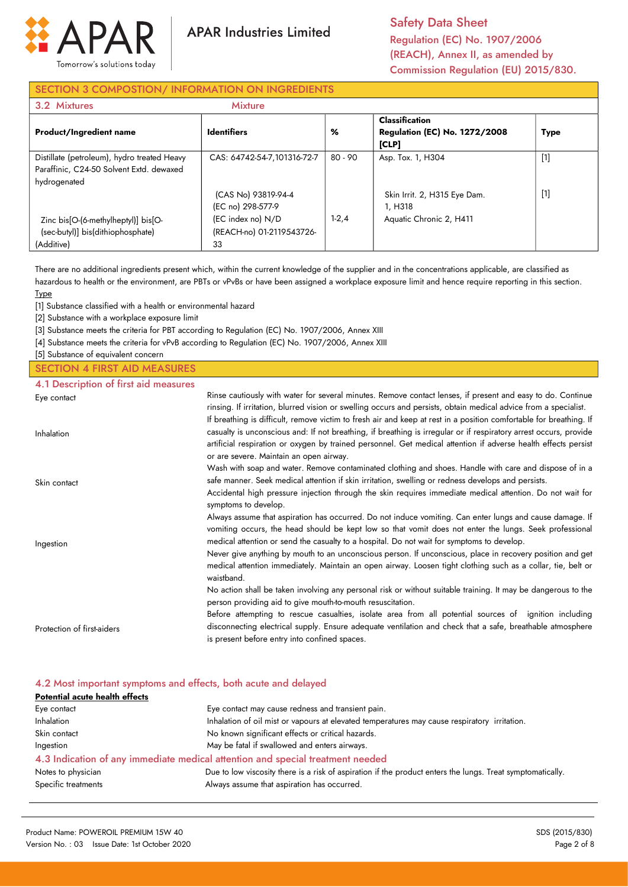## SECTION 3 COMPOSTION/ INFORMATION ON INGREDIENTS

### 3.2 Mixtures

Mixture

| Product/Ingredient name | Identifiers | % | Classification Regulation (EC) No. 1272/2008 [CLP] | Type |
|---|---|---|---|---|
| Distillate (petroleum), hydro treated Heavy Paraffinic, C24-50 Solvent Extd. dewaxed hydrogenated | CAS: 64742-54-7,101316-72-7 | 80 - 90 | Asp. Tox. 1, H304 | [1] |
| Zinc bis[O-(6-methylheptyl)] bis[O-(sec-butyl)] bis(dithiophosphate) (Additive) | (CAS No) 93819-94-4 (EC no) 298-577-9 (EC index no) N/D (REACH-no) 01-2119543726-33 | 1-2,4 | Skin Irrit. 2, H315 Eye Dam. 1, H318 Aquatic Chronic 2, H411 | [1] |

There are no additional ingredients present which, within the current knowledge of the supplier and in the concentrations applicable, are classified as hazardous to health or the environment, are PBTs or vPvBs or have been assigned a workplace exposure limit and hence require reporting in this section.

Type

[1] Substance classified with a health or environmental hazard

[2] Substance with a workplace exposure limit

[3] Substance meets the criteria for PBT according to Regulation (EC) No. 1907/2006, Annex XIII

[4] Substance meets the criteria for vPvB according to Regulation (EC) No. 1907/2006, Annex XIII

[5] Substance of equivalent concern

## SECTION 4 FIRST AID MEASURES

### 4.1 Description of first aid measures

**Eye contact**: Rinse cautiously with water for several minutes. Remove contact lenses, if present and easy to do. Continue rinsing. If irritation, blurred vision or swelling occurs and persists, obtain medical advice from a specialist.

**Inhalation**: If breathing is difficult, remove victim to fresh air and keep at rest in a position comfortable for breathing. If casualty is unconscious and: If not breathing, if breathing is irregular or if respiratory arrest occurs, provide artificial respiration or oxygen by trained personnel. Get medical attention if adverse health effects persist or are severe. Maintain an open airway.

**Skin contact**: Wash with soap and water. Remove contaminated clothing and shoes. Handle with care and dispose of in a safe manner. Seek medical attention if skin irritation, swelling or redness develops and persists.

Accidental high pressure injection through the skin requires immediate medical attention. Do not wait for symptoms to develop.

**Ingestion**: Always assume that aspiration has occurred. Do not induce vomiting. Can enter lungs and cause damage. If vomiting occurs, the head should be kept low so that vomit does not enter the lungs. Seek professional medical attention or send the casualty to a hospital. Do not wait for symptoms to develop.

Never give anything by mouth to an unconscious person. If unconscious, place in recovery position and get medical attention immediately. Maintain an open airway. Loosen tight clothing such as a collar, tie, belt or waistband.

**Protection of first-aiders**: No action shall be taken involving any personal risk or without suitable training. It may be dangerous to the person providing aid to give mouth-to-mouth resuscitation.

Before attempting to rescue casualties, isolate area from all potential sources of ignition including disconnecting electrical supply. Ensure adequate ventilation and check that a safe, breathable atmosphere is present before entry into confined spaces.

### 4.2 Most important symptoms and effects, both acute and delayed

**Potential acute health effects**

| | |
|---|---|
| Eye contact | Eye contact may cause redness and transient pain. |
| Inhalation | Inhalation of oil mist or vapours at elevated temperatures may cause respiratory irritation. |
| Skin contact | No known significant effects or critical hazards. |
| Ingestion | May be fatal if swallowed and enters airways. |

### 4.3 Indication of any immediate medical attention and special treatment needed

| | |
|---|---|
| Notes to physician | Due to low viscosity there is a risk of aspiration if the product enters the lungs. Treat symptomatically. |
| Specific treatments | Always assume that aspiration has occurred. |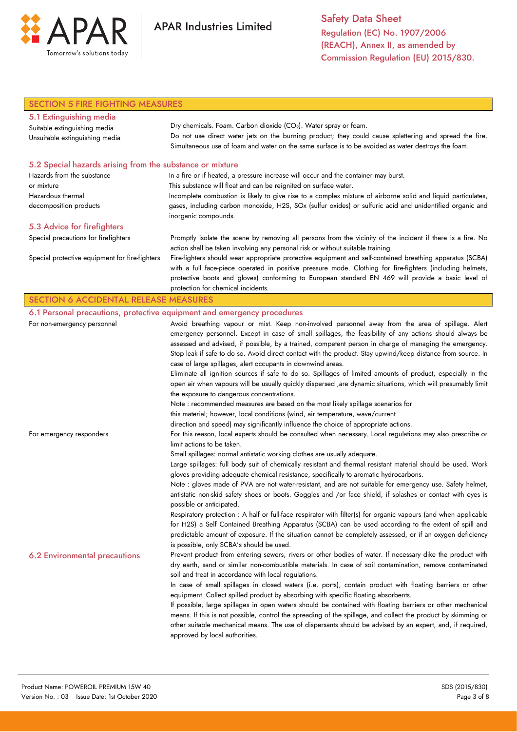## SECTION 5 FIRE FIGHTING MEASURES

### 5.1 Extinguishing media

| | |
|---|---|
| Suitable extinguishing media | Dry chemicals. Foam. Carbon dioxide ($CO_2$). Water spray or foam. |
| Unsuitable extinguishing media | Do not use direct water jets on the burning product; they could cause splattering and spread the fire. Simultaneous use of foam and water on the same surface is to be avoided as water destroys the foam. |

### 5.2 Special hazards arising from the substance or mixture

| | |
|---|---|
| Hazards from the substance or mixture | In a fire or if heated, a pressure increase will occur and the container may burst. This substance will float and can be reignited on surface water. |
| Hazardous thermal decomposition products | Incomplete combustion is likely to give rise to a complex mixture of airborne solid and liquid particulates, gases, including carbon monoxide, H2S, SOx (sulfur oxides) or sulfuric acid and unidentified organic and inorganic compounds. |

### 5.3 Advice for firefighters

| | |
|---|---|
| Special precautions for firefighters | Promptly isolate the scene by removing all persons from the vicinity of the incident if there is a fire. No action shall be taken involving any personal risk or without suitable training. |
| Special protective equipment for fire-fighters | Fire-fighters should wear appropriate protective equipment and self-contained breathing apparatus (SCBA) with a full face-piece operated in positive pressure mode. Clothing for fire-fighters (including helmets, protective boots and gloves) conforming to European standard EN 469 will provide a basic level of protection for chemical incidents. |

## SECTION 6 ACCIDENTAL RELEASE MEASURES

### 6.1 Personal precautions, protective equipment and emergency procedures

**For non-emergency personnel**

Avoid breathing vapour or mist. Keep non-involved personnel away from the area of spillage. Alert emergency personnel. Except in case of small spillages, the feasibility of any actions should always be assessed and advised, if possible, by a trained, competent person in charge of managing the emergency. Stop leak if safe to do so. Avoid direct contact with the product. Stay upwind/keep distance from source. In case of large spillages, alert occupants in downwind areas.

Eliminate all ignition sources if safe to do so. Spillages of limited amounts of product, especially in the open air when vapours will be usually quickly dispersed ,are dynamic situations, which will presumably limit the exposure to dangerous concentrations.

Note : recommended measures are based on the most likely spillage scenarios for this material; however, local conditions (wind, air temperature, wave/current direction and speed) may significantly influence the choice of appropriate actions.

**For emergency responders**

For this reason, local experts should be consulted when necessary. Local regulations may also prescribe or limit actions to be taken.

Small spillages: normal antistatic working clothes are usually adequate.

Large spillages: full body suit of chemically resistant and thermal resistant material should be used. Work gloves providing adequate chemical resistance, specifically to aromatic hydrocarbons.

Note : gloves made of PVA are not water-resistant, and are not suitable for emergency use. Safety helmet, antistatic non-skid safety shoes or boots. Goggles and /or face shield, if splashes or contact with eyes is possible or anticipated.

Respiratory protection : A half or full-face respirator with filter(s) for organic vapours (and when applicable for H2S) a Self Contained Breathing Apparatus (SCBA) can be used according to the extent of spill and predictable amount of exposure. If the situation cannot be completely assessed, or if an oxygen deficiency is possible, only SCBA's should be used.

### 6.2 Environmental precautions

Prevent product from entering sewers, rivers or other bodies of water. If necessary dike the product with dry earth, sand or similar non-combustible materials. In case of soil contamination, remove contaminated soil and treat in accordance with local regulations.

In case of small spillages in closed waters (i.e. ports), contain product with floating barriers or other equipment. Collect spilled product by absorbing with specific floating absorbents.

If possible, large spillages in open waters should be contained with floating barriers or other mechanical means. If this is not possible, control the spreading of the spillage, and collect the product by skimming or other suitable mechanical means. The use of dispersants should be advised by an expert, and, if required, approved by local authorities.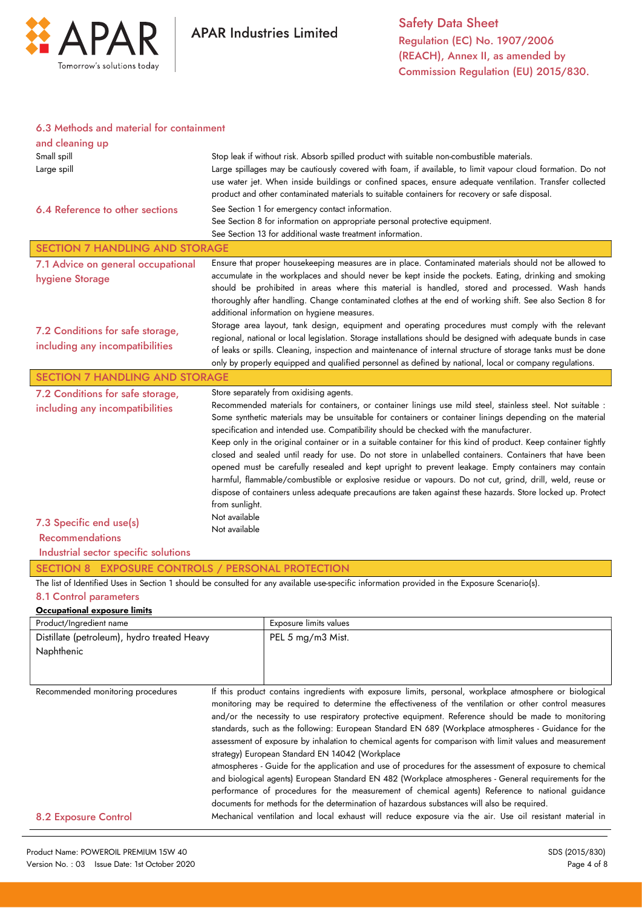### 6.3 Methods and material for containment and cleaning up

Small spill
Large spill

Stop leak if without risk. Absorb spilled product with suitable non-combustible materials.
Large spillages may be cautiously covered with foam, if available, to limit vapour cloud formation. Do not use water jet. When inside buildings or confined spaces, ensure adequate ventilation. Transfer collected product and other contaminated materials to suitable containers for recovery or safe disposal.

### 6.4 Reference to other sections

See Section 1 for emergency contact information.
See Section 8 for information on appropriate personal protective equipment.
See Section 13 for additional waste treatment information.

## SECTION 7 HANDLING AND STORAGE

### 7.1 Advice on general occupational hygiene Storage

Ensure that proper housekeeping measures are in place. Contaminated materials should not be allowed to accumulate in the workplaces and should never be kept inside the pockets. Eating, drinking and smoking should be prohibited in areas where this material is handled, stored and processed. Wash hands thoroughly after handling. Change contaminated clothes at the end of working shift. See also Section 8 for additional information on hygiene measures.

### 7.2 Conditions for safe storage, including any incompatibilities

Storage area layout, tank design, equipment and operating procedures must comply with the relevant regional, national or local legislation. Storage installations should be designed with adequate bunds in case of leaks or spills. Cleaning, inspection and maintenance of internal structure of storage tanks must be done only by properly equipped and qualified personnel as defined by national, local or company regulations.

## SECTION 7 HANDLING AND STORAGE

### 7.2 Conditions for safe storage, including any incompatibilities

Store separately from oxidising agents.
Recommended materials for containers, or container linings use mild steel, stainless steel. Not suitable : Some synthetic materials may be unsuitable for containers or container linings depending on the material specification and intended use. Compatibility should be checked with the manufacturer.
Keep only in the original container or in a suitable container for this kind of product. Keep container tightly closed and sealed until ready for use. Do not store in unlabelled containers. Containers that have been opened must be carefully resealed and kept upright to prevent leakage. Empty containers may contain harmful, flammable/combustible or explosive residue or vapours. Do not cut, grind, drill, weld, reuse or dispose of containers unless adequate precautions are taken against these hazards. Store locked up. Protect from sunlight.

### 7.3 Specific end use(s)

Recommendations: Not available

Industrial sector specific solutions: Not available

## SECTION 8 EXPOSURE CONTROLS / PERSONAL PROTECTION

The list of Identified Uses in Section 1 should be consulted for any available use-specific information provided in the Exposure Scenario(s).

### 8.1 Control parameters

**Occupational exposure limits**

| Product/Ingredient name | Exposure limits values |
|---|---|
| Distillate (petroleum), hydro treated Heavy Naphthenic | PEL 5 mg/m3 Mist. |

Recommended monitoring procedures

If this product contains ingredients with exposure limits, personal, workplace atmosphere or biological monitoring may be required to determine the effectiveness of the ventilation or other control measures and/or the necessity to use respiratory protective equipment. Reference should be made to monitoring standards, such as the following: European Standard EN 689 (Workplace atmospheres - Guidance for the assessment of exposure by inhalation to chemical agents for comparison with limit values and measurement strategy) European Standard EN 14042 (Workplace atmospheres - Guide for the application and use of procedures for the assessment of exposure to chemical and biological agents) European Standard EN 482 (Workplace atmospheres - General requirements for the performance of procedures for the measurement of chemical agents) Reference to national guidance documents for methods for the determination of hazardous substances will also be required.

### 8.2 Exposure Control

Mechanical ventilation and local exhaust will reduce exposure via the air. Use oil resistant material in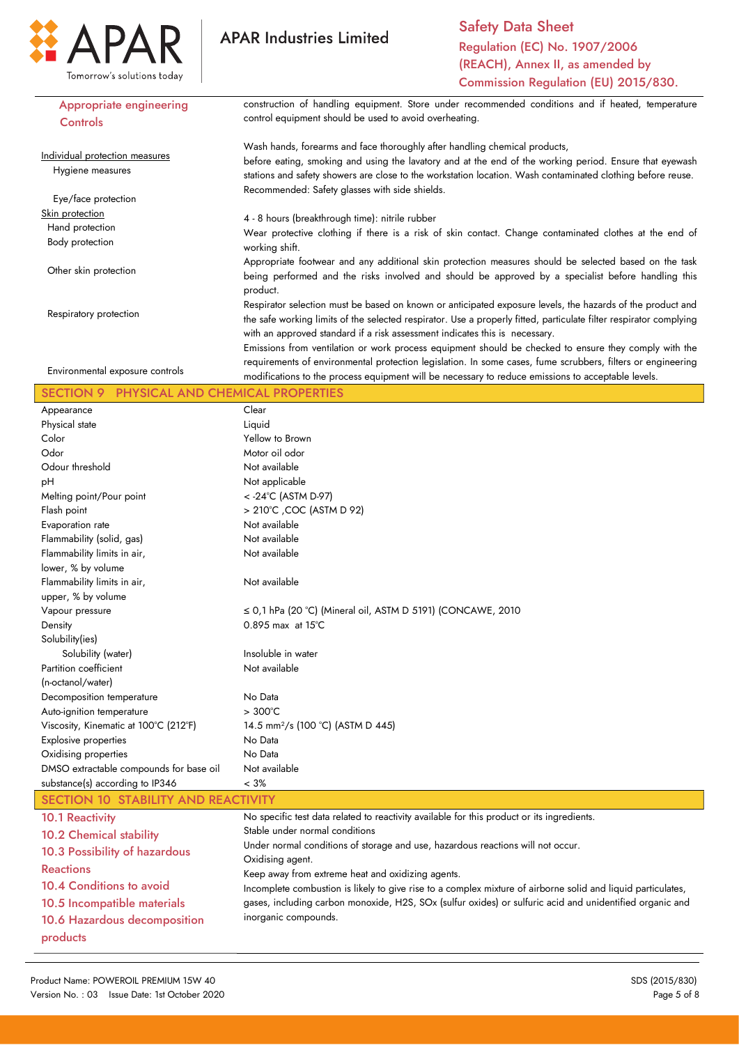| | |
|---|---|
| **Appropriate engineering Controls** | construction of handling equipment. Store under recommended conditions and if heated, temperature control equipment should be used to avoid overheating. |
| Individual protection measures | |
| Hygiene measures | Wash hands, forearms and face thoroughly after handling chemical products, before eating, smoking and using the lavatory and at the end of the working period. Ensure that eyewash stations and safety showers are close to the workstation location. Wash contaminated clothing before reuse. |
| Eye/face protection | Recommended: Safety glasses with side shields. |
| Skin protection | |
| Hand protection | 4 - 8 hours (breakthrough time): nitrile rubber |
| Body protection | Wear protective clothing if there is a risk of skin contact. Change contaminated clothes at the end of working shift. |
| Other skin protection | Appropriate footwear and any additional skin protection measures should be selected based on the task being performed and the risks involved and should be approved by a specialist before handling this product. |
| Respiratory protection | Respirator selection must be based on known or anticipated exposure levels, the hazards of the product and the safe working limits of the selected respirator. Use a properly fitted, particulate filter respirator complying with an approved standard if a risk assessment indicates this is necessary. |
| Environmental exposure controls | Emissions from ventilation or work process equipment should be checked to ensure they comply with the requirements of environmental protection legislation. In some cases, fume scrubbers, filters or engineering modifications to the process equipment will be necessary to reduce emissions to acceptable levels. |

## SECTION 9 PHYSICAL AND CHEMICAL PROPERTIES

| | |
|---|---|
| Appearance | Clear |
| Physical state | Liquid |
| Color | Yellow to Brown |
| Odor | Motor oil odor |
| Odour threshold | Not available |
| pH | Not applicable |
| Melting point/Pour point | < -24°C (ASTM D-97) |
| Flash point | > 210°C ,COC (ASTM D 92) |
| Evaporation rate | Not available |
| Flammability (solid, gas) | Not available |
| Flammability limits in air, lower, % by volume | Not available |
| Flammability limits in air, upper, % by volume | Not available |
| Vapour pressure | ≤ 0,1 hPa (20 °C) (Mineral oil, ASTM D 5191) (CONCAWE, 2010 |
| Density | 0.895 max at 15°C |
| Solubility(ies) | |
| Solubility (water) | Insoluble in water |
| Partition coefficient (n-octanol/water) | Not available |
| Decomposition temperature | No Data |
| Auto-ignition temperature | > 300°C |
| Viscosity, Kinematic at 100°C (212°F) | 14.5 $mm^2/s$ (100 °C) (ASTM D 445) |
| Explosive properties | No Data |
| Oxidising properties | No Data |
| DMSO extractable compounds for base oil substance(s) according to IP346 | Not available < 3% |

## SECTION 10 STABILITY AND REACTIVITY

| | |
|---|---|
| **10.1 Reactivity** | No specific test data related to reactivity available for this product or its ingredients. |
| **10.2 Chemical stability** | Stable under normal conditions |
| **10.3 Possibility of hazardous Reactions** | Under normal conditions of storage and use, hazardous reactions will not occur. |
| **10.4 Conditions to avoid** | Oxidising agent. |
| **10.5 Incompatible materials** | Keep away from extreme heat and oxidizing agents. |
| **10.6 Hazardous decomposition products** | Incomplete combustion is likely to give rise to a complex mixture of airborne solid and liquid particulates, gases, including carbon monoxide, $H_2S$, $SO_x$ (sulfur oxides) or sulfuric acid and unidentified organic and inorganic compounds. |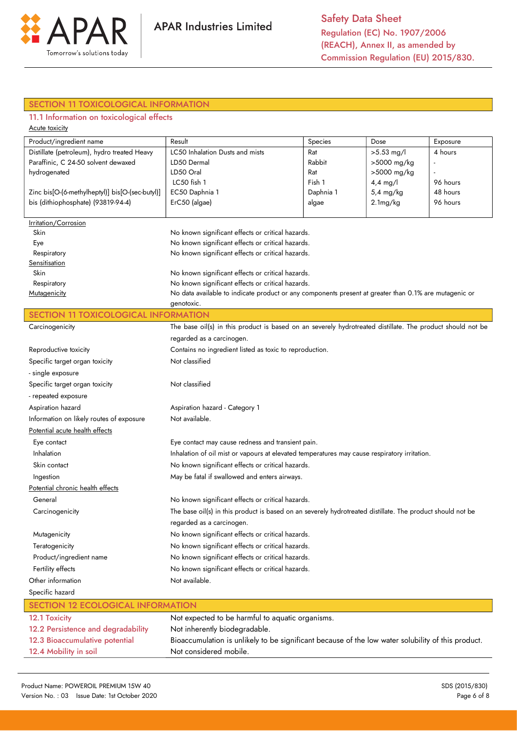## SECTION 11 TOXICOLOGICAL INFORMATION

### 11.1 Information on toxicological effects

Acute toxicity

| Product/ingredient name | Result | Species | Dose | Exposure |
|---|---|---|---|---|
| Distillate (petroleum), hydro treated Heavy Paraffinic, C 24-50 solvent dewaxed hydrogenated | LC50 Inhalation Dusts and mists | Rat | >5.53 mg/l | 4 hours |
| | LD50 Dermal | Rabbit | >5000 mg/kg | - |
| | LD50 Oral | Rat | >5000 mg/kg | - |
| | LC50 fish 1 | Fish 1 | 4,4 mg/l | 96 hours |
| Zinc bis[O-(6-methylheptyl)] bis[O-(sec-butyl)] bis (dithiophosphate) (93819-94-4) | EC50 Daphnia 1 | Daphnia 1 | 5,4 mg/kg | 48 hours |
| | ErC50 (algae) | algae | 2.1mg/kg | 96 hours |

Irritation/Corrosion

| | |
|---|---|
| Skin | No known significant effects or critical hazards. |
| Eye | No known significant effects or critical hazards. |
| Respiratory | No known significant effects or critical hazards. |

Sensitisation

| | |
|---|---|
| Skin | No known significant effects or critical hazards. |
| Respiratory | No known significant effects or critical hazards. |

Mutagenicity: No data available to indicate product or any components present at greater than 0.1% are mutagenic or genotoxic.

## SECTION 11 TOXICOLOGICAL INFORMATION

| | |
|---|---|
| Carcinogenicity | The base oil(s) in this product is based on an severely hydrotreated distillate. The product should not be regarded as a carcinogen. |
| Reproductive toxicity | Contains no ingredient listed as toxic to reproduction. |
| Specific target organ toxicity - single exposure | Not classified |
| Specific target organ toxicity - repeated exposure | Not classified |
| Aspiration hazard | Aspiration hazard - Category 1 |
| Information on likely routes of exposure | Not available. |

Potential acute health effects

| | |
|---|---|
| Eye contact | Eye contact may cause redness and transient pain. |
| Inhalation | Inhalation of oil mist or vapours at elevated temperatures may cause respiratory irritation. |
| Skin contact | No known significant effects or critical hazards. |
| Ingestion | May be fatal if swallowed and enters airways. |

Potential chronic health effects

| | |
|---|---|
| General | No known significant effects or critical hazards. |
| Carcinogenicity | The base oil(s) in this product is based on an severely hydrotreated distillate. The product should not be regarded as a carcinogen. |
| Mutagenicity | No known significant effects or critical hazards. |
| Teratogenicity | No known significant effects or critical hazards. |
| Product/ingredient name | No known significant effects or critical hazards. |
| Fertility effects | No known significant effects or critical hazards. |
| Other information | Not available. |
| Specific hazard | |

## SECTION 12 ECOLOGICAL INFORMATION

| | |
|---|---|
| 12.1 Toxicity | Not expected to be harmful to aquatic organisms. |
| 12.2 Persistence and degradability | Not inherently biodegradable. |
| 12.3 Bioaccumulative potential | Bioaccumulation is unlikely to be significant because of the low water solubility of this product. |
| 12.4 Mobility in soil | Not considered mobile. |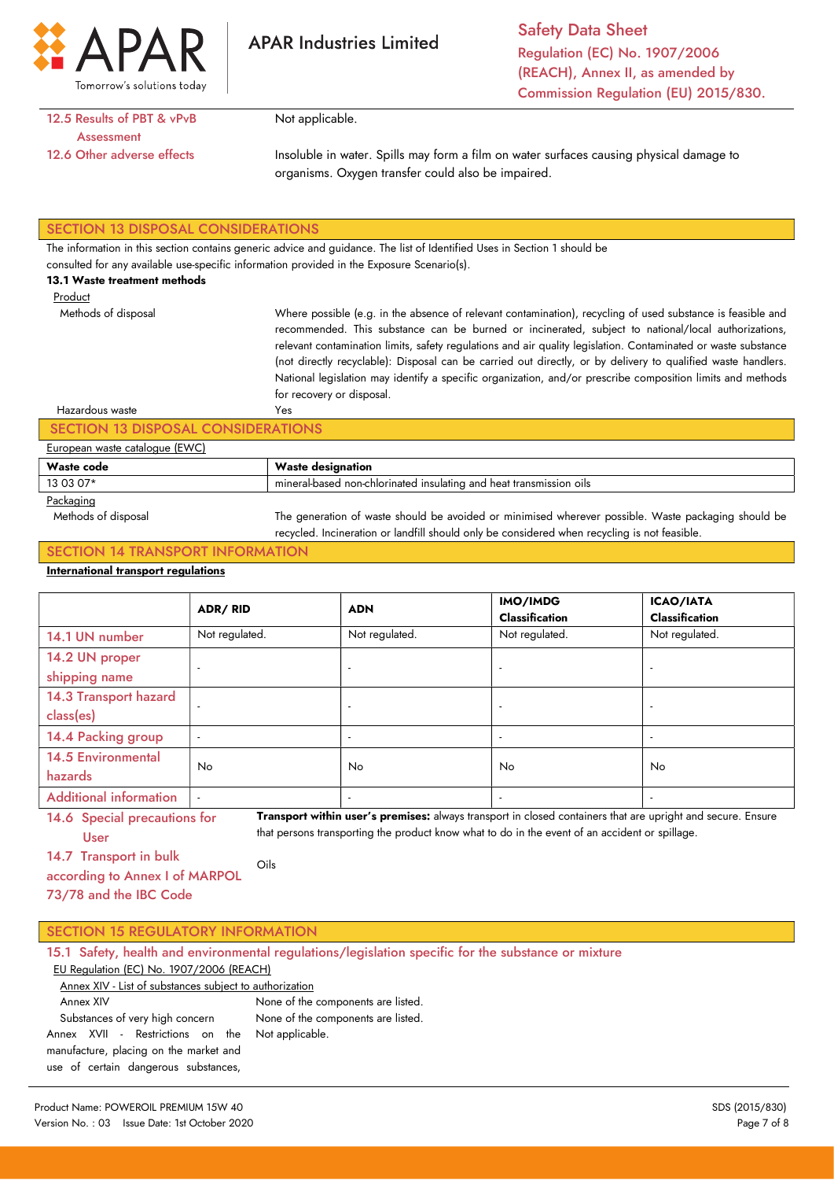| | |
|---|---|
| 12.5 Results of PBT & vPvB Assessment | Not applicable. |
| 12.6 Other adverse effects | Insoluble in water. Spills may form a film on water surfaces causing physical damage to organisms. Oxygen transfer could also be impaired. |

## SECTION 13 DISPOSAL CONSIDERATIONS

The information in this section contains generic advice and guidance. The list of Identified Uses in Section 1 should be consulted for any available use-specific information provided in the Exposure Scenario(s).

### 13.1 Waste treatment methods

Product

| | |
|---|---|
| Methods of disposal | Where possible (e.g. in the absence of relevant contamination), recycling of used substance is feasible and recommended. This substance can be burned or incinerated, subject to national/local authorizations, relevant contamination limits, safety regulations and air quality legislation. Contaminated or waste substance (not directly recyclable): Disposal can be carried out directly, or by delivery to qualified waste handlers. National legislation may identify a specific organization, and/or prescribe composition limits and methods for recovery or disposal. |
| Hazardous waste | Yes |

## SECTION 13 DISPOSAL CONSIDERATIONS

European waste catalogue (EWC)

| Waste code | Waste designation |
|---|---|
| 13 03 07* | mineral-based non-chlorinated insulating and heat transmission oils |

Packaging

| | |
|---|---|
| Methods of disposal | The generation of waste should be avoided or minimised wherever possible. Waste packaging should be recycled. Incineration or landfill should only be considered when recycling is not feasible. |

## SECTION 14 TRANSPORT INFORMATION

**International transport regulations**

| | ADR/ RID | ADN | IMO/IMDG Classification | ICAO/IATA Classification |
|---|---|---|---|---|
| 14.1 UN number | Not regulated. | Not regulated. | Not regulated. | Not regulated. |
| 14.2 UN proper shipping name | - | - | - | - |
| 14.3 Transport hazard class(es) | - | - | - | - |
| 14.4 Packing group | - | - | - | - |
| 14.5 Environmental hazards | No | No | No | No |
| Additional information | - | - | - | - |

| | |
|---|---|
| 14.6 Special precautions for User | **Transport within user's premises:** always transport in closed containers that are upright and secure. Ensure that persons transporting the product know what to do in the event of an accident or spillage. |
| 14.7 Transport in bulk according to Annex I of MARPOL 73/78 and the IBC Code | Oils |

## SECTION 15 REGULATORY INFORMATION

### 15.1 Safety, health and environmental regulations/legislation specific for the substance or mixture

EU Regulation (EC) No. 1907/2006 (REACH)

Annex XIV - List of substances subject to authorization

| | |
|---|---|
| Annex XIV | None of the components are listed. |
| Substances of very high concern | None of the components are listed. |
| Annex XVII - Restrictions on the manufacture, placing on the market and use of certain dangerous substances, | Not applicable. |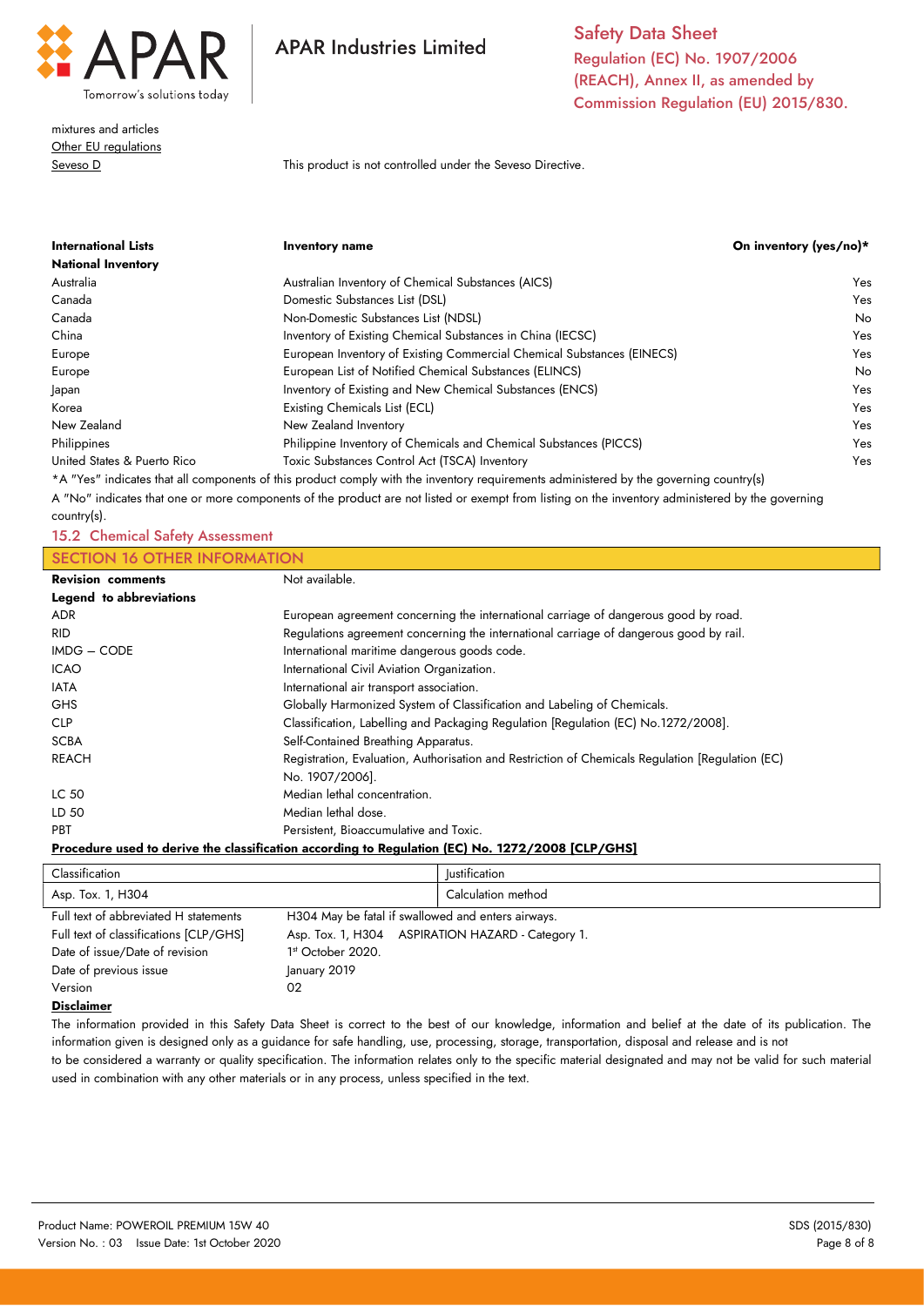mixtures and articles

Other EU regulations

| | |
|---|---|
| Seveso D | This product is not controlled under the Seveso Directive. |

| International Lists | Inventory name | On inventory (yes/no)* |
|---|---|---|
| **National Inventory** | | |
| Australia | Australian Inventory of Chemical Substances (AICS) | Yes |
| Canada | Domestic Substances List (DSL) | Yes |
| Canada | Non-Domestic Substances List (NDSL) | No |
| China | Inventory of Existing Chemical Substances in China (IECSC) | Yes |
| Europe | European Inventory of Existing Commercial Chemical Substances (EINECS) | Yes |
| Europe | European List of Notified Chemical Substances (ELINCS) | No |
| Japan | Inventory of Existing and New Chemical Substances (ENCS) | Yes |
| Korea | Existing Chemicals List (ECL) | Yes |
| New Zealand | New Zealand Inventory | Yes |
| Philippines | Philippine Inventory of Chemicals and Chemical Substances (PICCS) | Yes |
| United States & Puerto Rico | Toxic Substances Control Act (TSCA) Inventory | Yes |

*A "Yes" indicates that all components of this product comply with the inventory requirements administered by the governing country(s)

A "No" indicates that one or more components of the product are not listed or exempt from listing on the inventory administered by the governing country(s).

### 15.2 Chemical Safety Assessment

## SECTION 16 OTHER INFORMATION

| | |
|---|---|
| **Revision comments** | Not available. |
| **Legend to abbreviations** | |
| ADR | European agreement concerning the international carriage of dangerous good by road. |
| RID | Regulations agreement concerning the international carriage of dangerous good by rail. |
| IMDG – CODE | International maritime dangerous goods code. |
| ICAO | International Civil Aviation Organization. |
| IATA | International air transport association. |
| GHS | Globally Harmonized System of Classification and Labeling of Chemicals. |
| CLP | Classification, Labelling and Packaging Regulation [Regulation (EC) No.1272/2008]. |
| SCBA | Self-Contained Breathing Apparatus. |
| REACH | Registration, Evaluation, Authorisation and Restriction of Chemicals Regulation [Regulation (EC) No. 1907/2006]. |
| LC 50 | Median lethal concentration. |
| LD 50 | Median lethal dose. |
| PBT | Persistent, Bioaccumulative and Toxic. |

**Procedure used to derive the classification according to Regulation (EC) No. 1272/2008 [CLP/GHS]**

| Classification | Justification |
|---|---|
| Asp. Tox. 1, H304 | Calculation method |

| | |
|---|---|
| Full text of abbreviated H statements | H304 May be fatal if swallowed and enters airways. |
| Full text of classifications [CLP/GHS] | Asp. Tox. 1, H304 ASPIRATION HAZARD - Category 1. |
| Date of issue/Date of revision | 1st October 2020. |
| Date of previous issue | January 2019 |
| Version | 02 |

**Disclaimer**

The information provided in this Safety Data Sheet is correct to the best of our knowledge, information and belief at the date of its publication. The information given is designed only as a guidance for safe handling, use, processing, storage, transportation, disposal and release and is not to be considered a warranty or quality specification. The information relates only to the specific material designated and may not be valid for such material used in combination with any other materials or in any process, unless specified in the text.